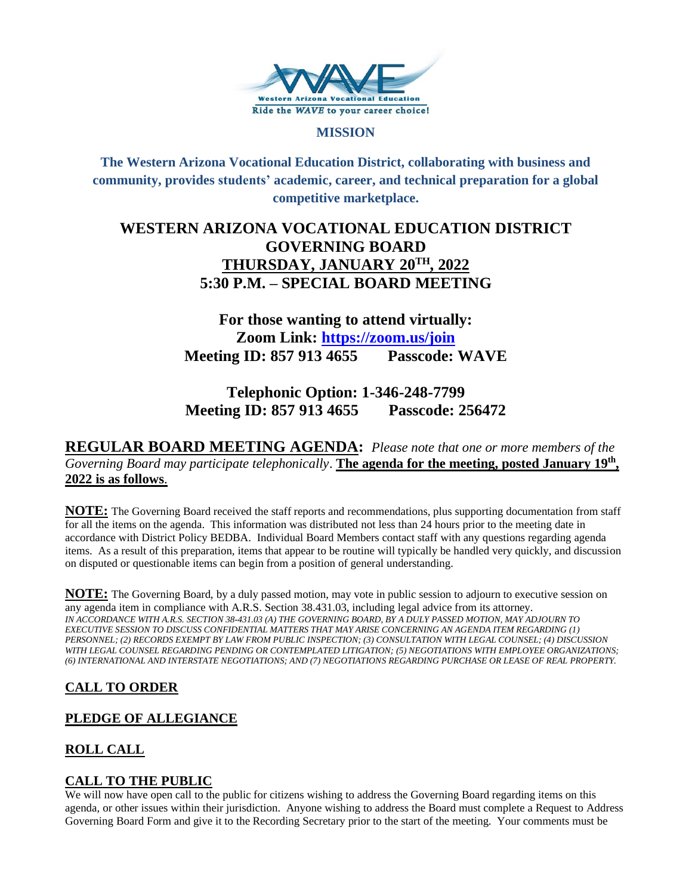Western Arizona Vocational Education

Ride the *WAVE* to your career choice!

## MISSION

**The Western Arizona Vocational Education District, collaborating with business and community, provides students' academic, career, and technical preparation for a global competitive marketplace.**

# WESTERN ARIZONA VOCATIONAL EDUCATION DISTRICT GOVERNING BOARD

## THURSDAY, JANUARY 20TH, 2022

## 5:30 P.M. – SPECIAL BOARD MEETING

**For those wanting to attend virtually:**
**Zoom Link: https://zoom.us/join**
**Meeting ID: 857 913 4655 Passcode: WAVE**

**Telephonic Option: 1-346-248-7799**
**Meeting ID: 857 913 4655 Passcode: 256472**

**REGULAR BOARD MEETING AGENDA:** *Please note that one or more members of the Governing Board may participate telephonically*. **The agenda for the meeting, posted January 19th, 2022 is as follows**.

**NOTE:** The Governing Board received the staff reports and recommendations, plus supporting documentation from staff for all the items on the agenda. This information was distributed not less than 24 hours prior to the meeting date in accordance with District Policy BEDBA. Individual Board Members contact staff with any questions regarding agenda items. As a result of this preparation, items that appear to be routine will typically be handled very quickly, and discussion on disputed or questionable items can begin from a position of general understanding.

**NOTE:** The Governing Board, by a duly passed motion, may vote in public session to adjourn to executive session on any agenda item in compliance with A.R.S. Section 38.431.03, including legal advice from its attorney.
*IN ACCORDANCE WITH A.R.S. SECTION 38-431.03 (A) THE GOVERNING BOARD, BY A DULY PASSED MOTION, MAY ADJOURN TO EXECUTIVE SESSION TO DISCUSS CONFIDENTIAL MATTERS THAT MAY ARISE CONCERNING AN AGENDA ITEM REGARDING (1) PERSONNEL; (2) RECORDS EXEMPT BY LAW FROM PUBLIC INSPECTION; (3) CONSULTATION WITH LEGAL COUNSEL; (4) DISCUSSION WITH LEGAL COUNSEL REGARDING PENDING OR CONTEMPLATED LITIGATION; (5) NEGOTIATIONS WITH EMPLOYEE ORGANIZATIONS; (6) INTERNATIONAL AND INTERSTATE NEGOTIATIONS; AND (7) NEGOTIATIONS REGARDING PURCHASE OR LEASE OF REAL PROPERTY.*

### CALL TO ORDER

### PLEDGE OF ALLEGIANCE

### ROLL CALL

### CALL TO THE PUBLIC

We will now have open call to the public for citizens wishing to address the Governing Board regarding items on this agenda, or other issues within their jurisdiction. Anyone wishing to address the Board must complete a Request to Address Governing Board Form and give it to the Recording Secretary prior to the start of the meeting. Your comments must be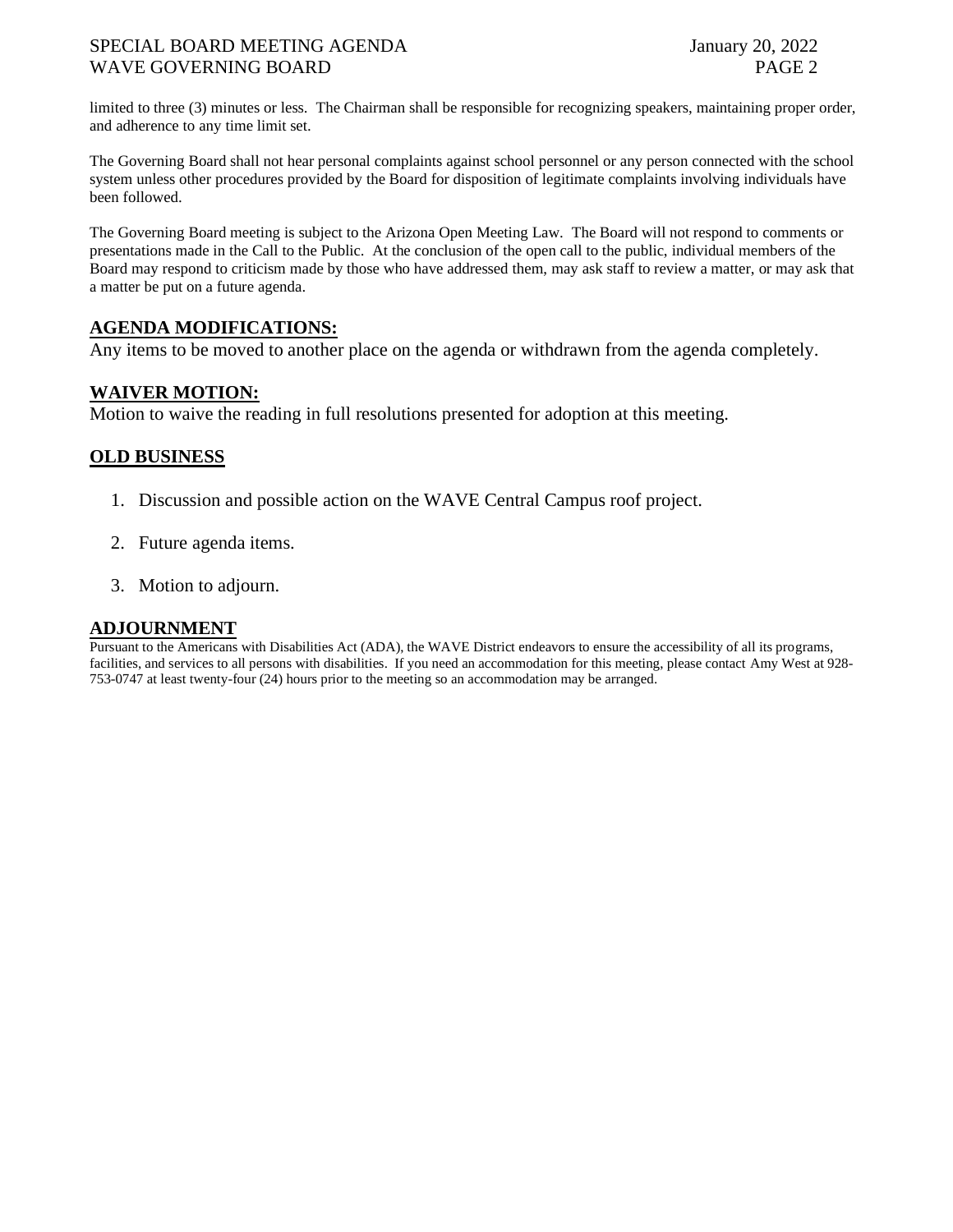limited to three (3) minutes or less. The Chairman shall be responsible for recognizing speakers, maintaining proper order, and adherence to any time limit set.

The Governing Board shall not hear personal complaints against school personnel or any person connected with the school system unless other procedures provided by the Board for disposition of legitimate complaints involving individuals have been followed.

The Governing Board meeting is subject to the Arizona Open Meeting Law. The Board will not respond to comments or presentations made in the Call to the Public. At the conclusion of the open call to the public, individual members of the Board may respond to criticism made by those who have addressed them, may ask staff to review a matter, or may ask that a matter be put on a future agenda.

## AGENDA MODIFICATIONS:

Any items to be moved to another place on the agenda or withdrawn from the agenda completely.

## WAIVER MOTION:

Motion to waive the reading in full resolutions presented for adoption at this meeting.

## OLD BUSINESS

1. Discussion and possible action on the WAVE Central Campus roof project.
2. Future agenda items.
3. Motion to adjourn.

## ADJOURNMENT

Pursuant to the Americans with Disabilities Act (ADA), the WAVE District endeavors to ensure the accessibility of all its programs, facilities, and services to all persons with disabilities. If you need an accommodation for this meeting, please contact Amy West at 928-753-0747 at least twenty-four (24) hours prior to the meeting so an accommodation may be arranged.